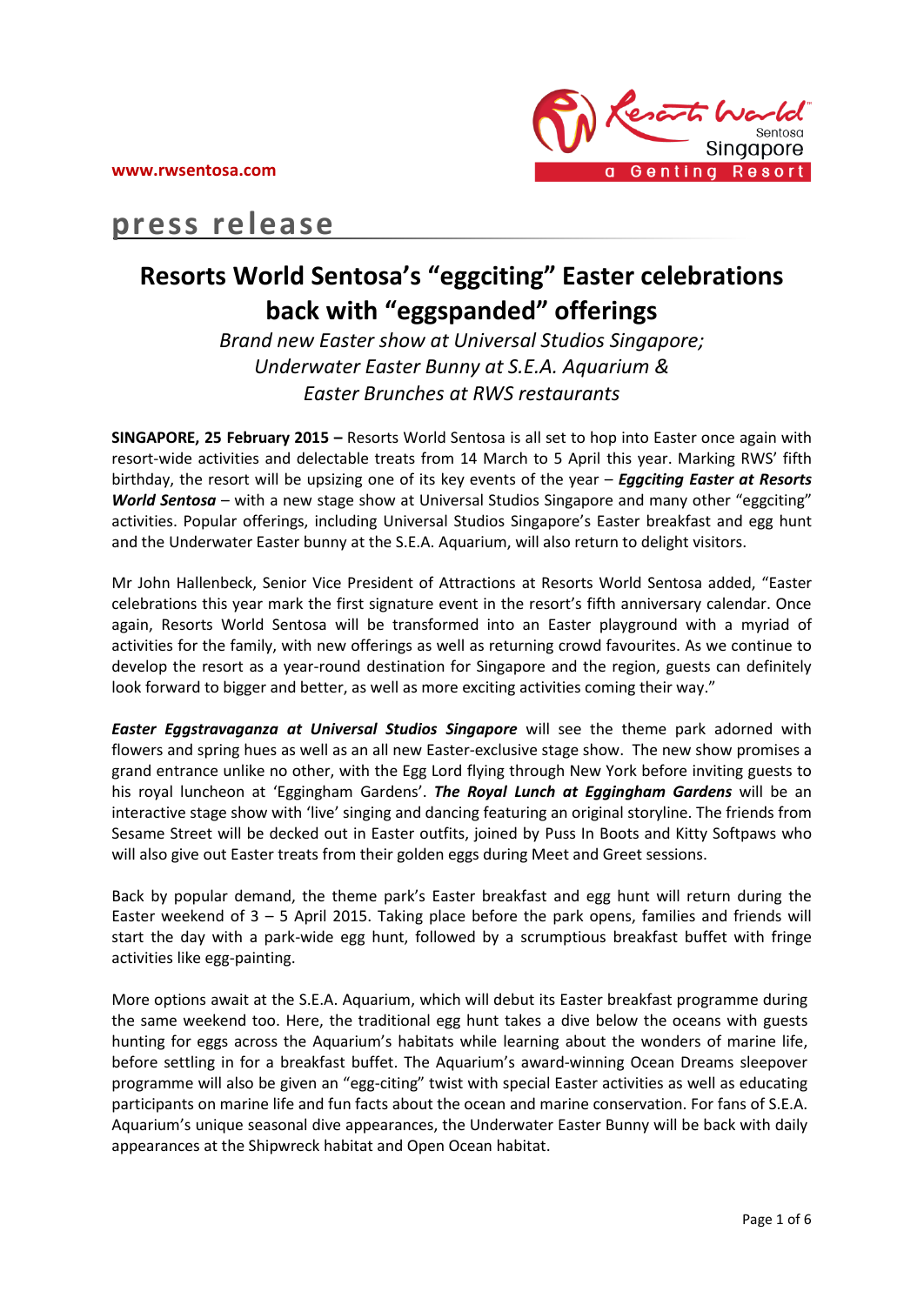www.rwsentosa.com

press release

# Resorts World Sentosa's "eggciting" Easter celebrations back with "eggspanded" offerings

*Brand new Easter show at Universal Studios Singapore;*
*Underwater Easter Bunny at S.E.A. Aquarium &*
*Easter Brunches at RWS restaurants*

**SINGAPORE, 25 February 2015 –** Resorts World Sentosa is all set to hop into Easter once again with resort-wide activities and delectable treats from 14 March to 5 April this year. Marking RWS' fifth birthday, the resort will be upsizing one of its key events of the year – ***Eggciting Easter at Resorts World Sentosa*** – with a new stage show at Universal Studios Singapore and many other "eggciting" activities. Popular offerings, including Universal Studios Singapore's Easter breakfast and egg hunt and the Underwater Easter bunny at the S.E.A. Aquarium, will also return to delight visitors.

Mr John Hallenbeck, Senior Vice President of Attractions at Resorts World Sentosa added, "Easter celebrations this year mark the first signature event in the resort's fifth anniversary calendar. Once again, Resorts World Sentosa will be transformed into an Easter playground with a myriad of activities for the family, with new offerings as well as returning crowd favourites. As we continue to develop the resort as a year-round destination for Singapore and the region, guests can definitely look forward to bigger and better, as well as more exciting activities coming their way."

***Easter Eggstravaganza at Universal Studios Singapore*** will see the theme park adorned with flowers and spring hues as well as an all new Easter-exclusive stage show. The new show promises a grand entrance unlike no other, with the Egg Lord flying through New York before inviting guests to his royal luncheon at 'Eggingham Gardens'. ***The Royal Lunch at Eggingham Gardens*** will be an interactive stage show with 'live' singing and dancing featuring an original storyline. The friends from Sesame Street will be decked out in Easter outfits, joined by Puss In Boots and Kitty Softpaws who will also give out Easter treats from their golden eggs during Meet and Greet sessions.

Back by popular demand, the theme park's Easter breakfast and egg hunt will return during the Easter weekend of 3 – 5 April 2015. Taking place before the park opens, families and friends will start the day with a park-wide egg hunt, followed by a scrumptious breakfast buffet with fringe activities like egg-painting.

More options await at the S.E.A. Aquarium, which will debut its Easter breakfast programme during the same weekend too. Here, the traditional egg hunt takes a dive below the oceans with guests hunting for eggs across the Aquarium's habitats while learning about the wonders of marine life, before settling in for a breakfast buffet. The Aquarium's award-winning Ocean Dreams sleepover programme will also be given an "egg-citing" twist with special Easter activities as well as educating participants on marine life and fun facts about the ocean and marine conservation. For fans of S.E.A. Aquarium's unique seasonal dive appearances, the Underwater Easter Bunny will be back with daily appearances at the Shipwreck habitat and Open Ocean habitat.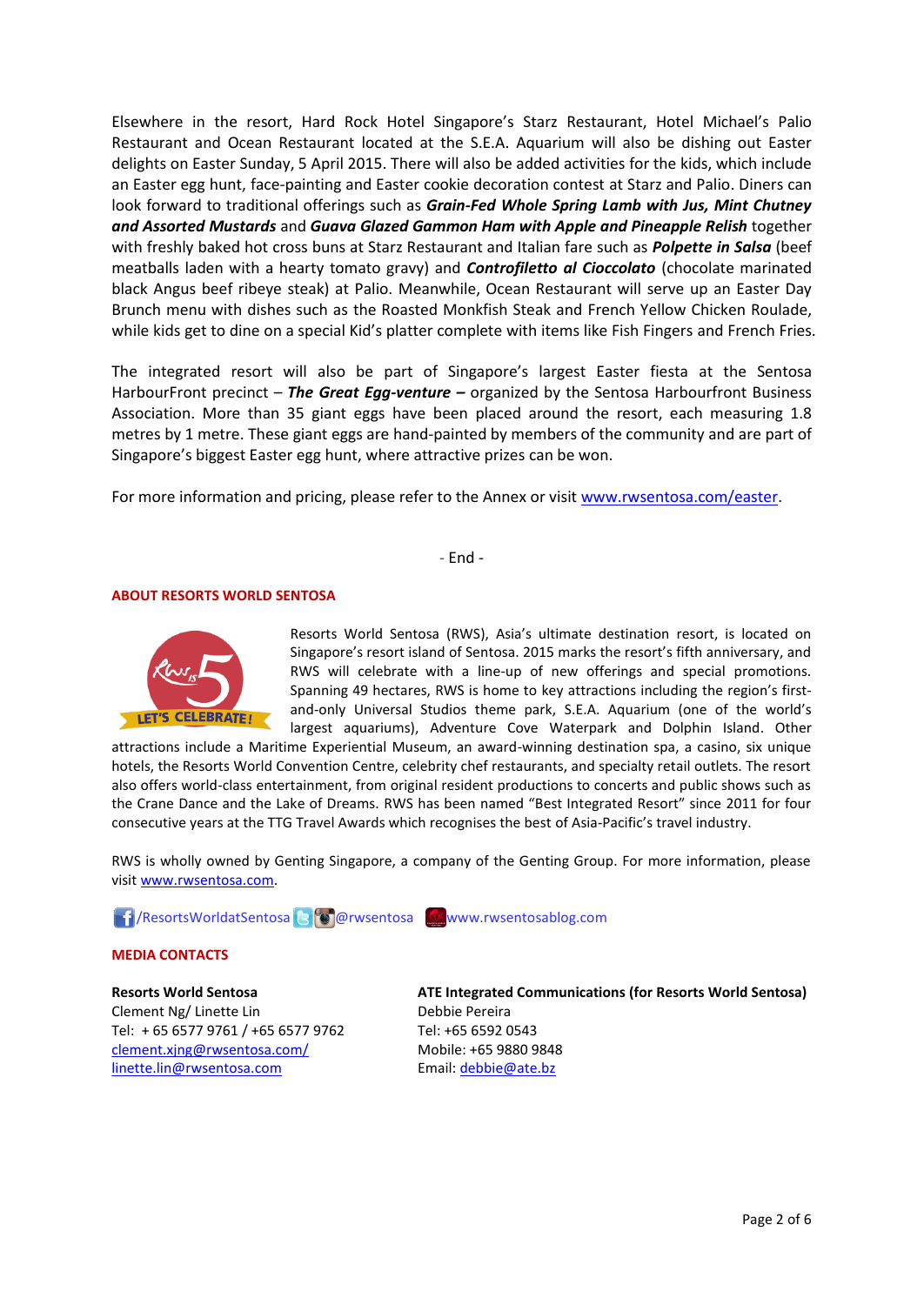Elsewhere in the resort, Hard Rock Hotel Singapore's Starz Restaurant, Hotel Michael's Palio Restaurant and Ocean Restaurant located at the S.E.A. Aquarium will also be dishing out Easter delights on Easter Sunday, 5 April 2015. There will also be added activities for the kids, which include an Easter egg hunt, face-painting and Easter cookie decoration contest at Starz and Palio. Diners can look forward to traditional offerings such as ***Grain-Fed Whole Spring Lamb with Jus, Mint Chutney and Assorted Mustards*** and ***Guava Glazed Gammon Ham with Apple and Pineapple Relish*** together with freshly baked hot cross buns at Starz Restaurant and Italian fare such as ***Polpette in Salsa*** (beef meatballs laden with a hearty tomato gravy) and ***Controfiletto al Cioccolato*** (chocolate marinated black Angus beef ribeye steak) at Palio. Meanwhile, Ocean Restaurant will serve up an Easter Day Brunch menu with dishes such as the Roasted Monkfish Steak and French Yellow Chicken Roulade, while kids get to dine on a special Kid's platter complete with items like Fish Fingers and French Fries.

The integrated resort will also be part of Singapore's largest Easter fiesta at the Sentosa HarbourFront precinct – ***The Great Egg-venture –*** organized by the Sentosa Harbourfront Business Association. More than 35 giant eggs have been placed around the resort, each measuring 1.8 metres by 1 metre. These giant eggs are hand-painted by members of the community and are part of Singapore's biggest Easter egg hunt, where attractive prizes can be won.

For more information and pricing, please refer to the Annex or visit www.rwsentosa.com/easter.

\- End -

**ABOUT RESORTS WORLD SENTOSA**

Resorts World Sentosa (RWS), Asia's ultimate destination resort, is located on Singapore's resort island of Sentosa. 2015 marks the resort's fifth anniversary, and RWS will celebrate with a line-up of new offerings and special promotions. Spanning 49 hectares, RWS is home to key attractions including the region's first-and-only Universal Studios theme park, S.E.A. Aquarium (one of the world's largest aquariums), Adventure Cove Waterpark and Dolphin Island. Other attractions include a Maritime Experiential Museum, an award-winning destination spa, a casino, six unique hotels, the Resorts World Convention Centre, celebrity chef restaurants, and specialty retail outlets. The resort also offers world-class entertainment, from original resident productions to concerts and public shows such as the Crane Dance and the Lake of Dreams. RWS has been named "Best Integrated Resort" since 2011 for four consecutive years at the TTG Travel Awards which recognises the best of Asia-Pacific's travel industry.

RWS is wholly owned by Genting Singapore, a company of the Genting Group. For more information, please visit www.rwsentosa.com.

/ResortsWorldatSentosa @rwsentosa www.rwsentosablog.com

**MEDIA CONTACTS**

**Resorts World Sentosa**
Clement Ng/ Linette Lin
Tel: + 65 6577 9761 / +65 6577 9762
clement.xjng@rwsentosa.com/
linette.lin@rwsentosa.com

**ATE Integrated Communications (for Resorts World Sentosa)**
Debbie Pereira
Tel: +65 6592 0543
Mobile: +65 9880 9848
Email: debbie@ate.bz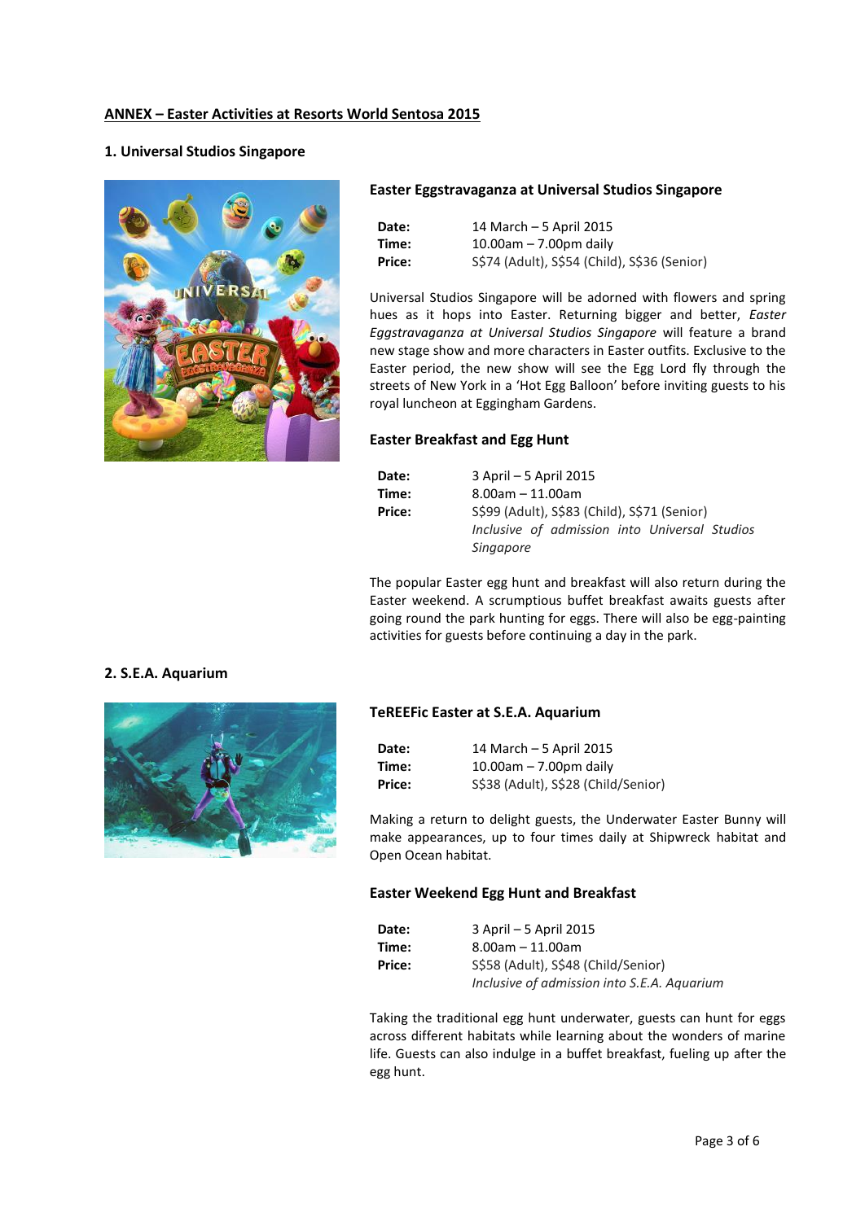## ANNEX – Easter Activities at Resorts World Sentosa 2015

### 1. Universal Studios Singapore

#### Easter Eggstravaganza at Universal Studios Singapore

**Date:** 14 March – 5 April 2015
**Time:** 10.00am – 7.00pm daily
**Price:** S$74 (Adult), S$54 (Child), S$36 (Senior)

Universal Studios Singapore will be adorned with flowers and spring hues as it hops into Easter. Returning bigger and better, *Easter Eggstravaganza at Universal Studios Singapore* will feature a brand new stage show and more characters in Easter outfits. Exclusive to the Easter period, the new show will see the Egg Lord fly through the streets of New York in a 'Hot Egg Balloon' before inviting guests to his royal luncheon at Eggingham Gardens.

#### Easter Breakfast and Egg Hunt

**Date:** 3 April – 5 April 2015
**Time:** 8.00am – 11.00am
**Price:** S$99 (Adult), S$83 (Child), S$71 (Senior)
*Inclusive of admission into Universal Studios Singapore*

The popular Easter egg hunt and breakfast will also return during the Easter weekend. A scrumptious buffet breakfast awaits guests after going round the park hunting for eggs. There will also be egg-painting activities for guests before continuing a day in the park.

### 2. S.E.A. Aquarium

#### TeREEFic Easter at S.E.A. Aquarium

**Date:** 14 March – 5 April 2015
**Time:** 10.00am – 7.00pm daily
**Price:** S$38 (Adult), S$28 (Child/Senior)

Making a return to delight guests, the Underwater Easter Bunny will make appearances, up to four times daily at Shipwreck habitat and Open Ocean habitat.

#### Easter Weekend Egg Hunt and Breakfast

**Date:** 3 April – 5 April 2015
**Time:** 8.00am – 11.00am
**Price:** S$58 (Adult), S$48 (Child/Senior)
*Inclusive of admission into S.E.A. Aquarium*

Taking the traditional egg hunt underwater, guests can hunt for eggs across different habitats while learning about the wonders of marine life. Guests can also indulge in a buffet breakfast, fueling up after the egg hunt.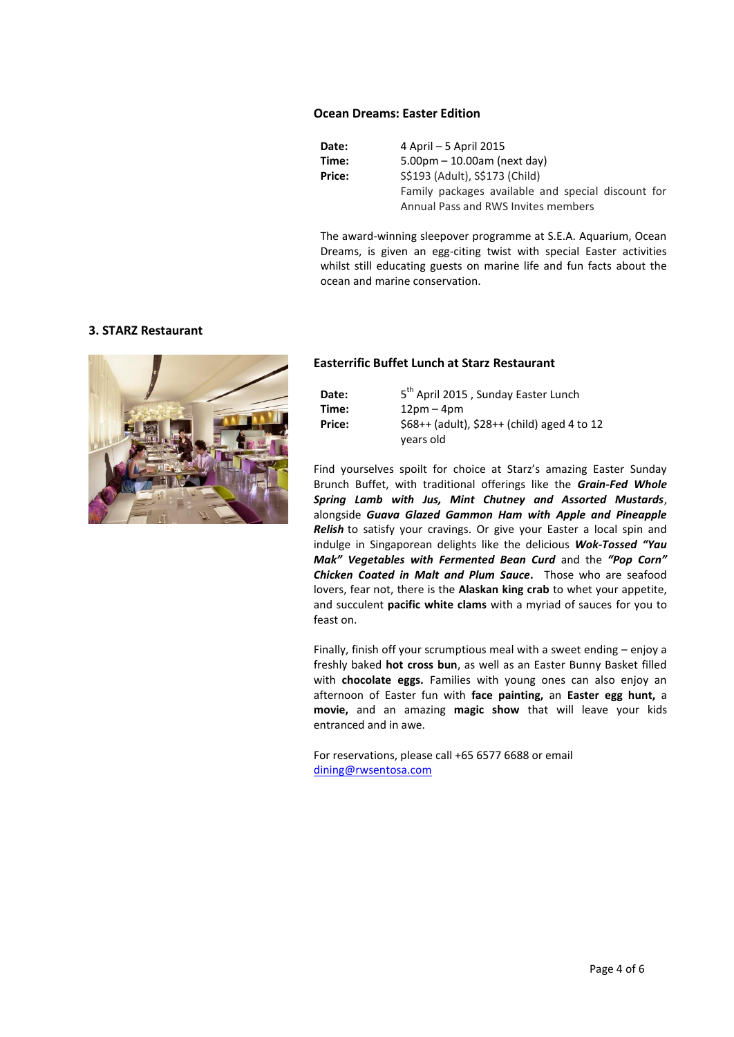### Ocean Dreams: Easter Edition

| | |
|---|---|
| **Date:** | 4 April – 5 April 2015 |
| **Time:** | 5.00pm – 10.00am (next day) |
| **Price:** | S$193 (Adult), S$173 (Child) Family packages available and special discount for Annual Pass and RWS Invites members |

The award-winning sleepover programme at S.E.A. Aquarium, Ocean Dreams, is given an egg-citing twist with special Easter activities whilst still educating guests on marine life and fun facts about the ocean and marine conservation.

## 3. STARZ Restaurant

### Easterrific Buffet Lunch at Starz Restaurant

| | |
|---|---|
| **Date:** | 5th April 2015 , Sunday Easter Lunch |
| **Time:** | 12pm – 4pm |
| **Price:** | $68++ (adult), $28++ (child) aged 4 to 12 years old |

Find yourselves spoilt for choice at Starz's amazing Easter Sunday Brunch Buffet, with traditional offerings like the ***Grain-Fed Whole Spring Lamb with Jus, Mint Chutney and Assorted Mustards***, alongside ***Guava Glazed Gammon Ham with Apple and Pineapple Relish*** to satisfy your cravings. Or give your Easter a local spin and indulge in Singaporean delights like the delicious ***Wok-Tossed "Yau Mak" Vegetables with Fermented Bean Curd*** and the ***"Pop Corn" Chicken Coated in Malt and Plum Sauce***. Those who are seafood lovers, fear not, there is the **Alaskan king crab** to whet your appetite, and succulent **pacific white clams** with a myriad of sauces for you to feast on.

Finally, finish off your scrumptious meal with a sweet ending – enjoy a freshly baked **hot cross bun**, as well as an Easter Bunny Basket filled with **chocolate eggs.** Families with young ones can also enjoy an afternoon of Easter fun with **face painting,** an **Easter egg hunt,** a **movie,** and an amazing **magic show** that will leave your kids entranced and in awe.

For reservations, please call +65 6577 6688 or email dining@rwsentosa.com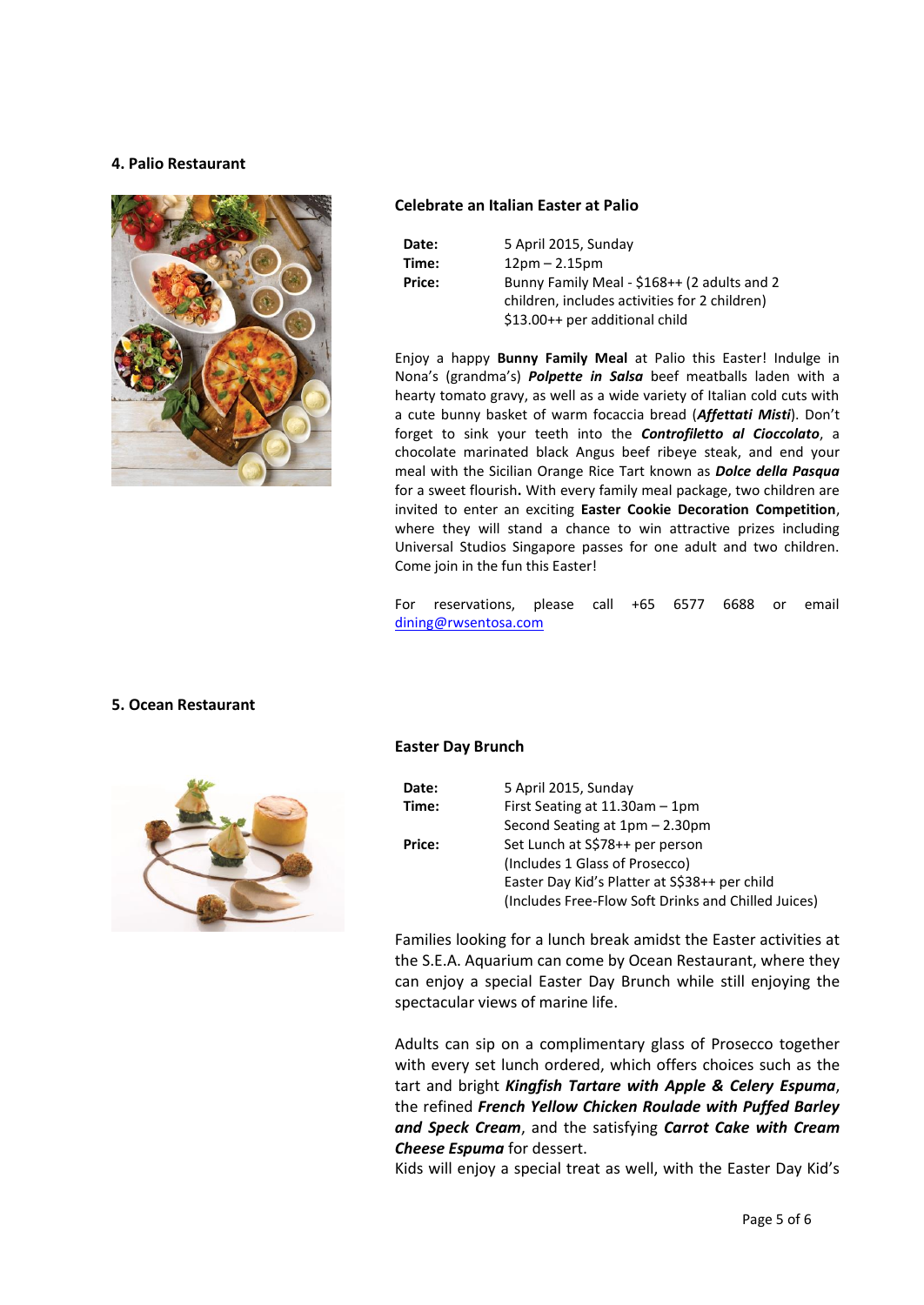**4. Palio Restaurant**

**Celebrate an Italian Easter at Palio**

| | |
|---|---|
| **Date:** | 5 April 2015, Sunday |
| **Time:** | 12pm – 2.15pm |
| **Price:** | Bunny Family Meal - $168++ (2 adults and 2 children, includes activities for 2 children)<br>$13.00++ per additional child |

Enjoy a happy **Bunny Family Meal** at Palio this Easter! Indulge in Nona's (grandma's) ***Polpette in Salsa*** beef meatballs laden with a hearty tomato gravy, as well as a wide variety of Italian cold cuts with a cute bunny basket of warm focaccia bread (***Affettati Misti***). Don't forget to sink your teeth into the ***Controfiletto al Cioccolato***, a chocolate marinated black Angus beef ribeye steak, and end your meal with the Sicilian Orange Rice Tart known as ***Dolce della Pasqua*** for a sweet flourish**.** With every family meal package, two children are invited to enter an exciting **Easter Cookie Decoration Competition**, where they will stand a chance to win attractive prizes including Universal Studios Singapore passes for one adult and two children. Come join in the fun this Easter!

For reservations, please call +65 6577 6688 or email dining@rwsentosa.com

**5. Ocean Restaurant**

**Easter Day Brunch**

| | |
|---|---|
| **Date:** | 5 April 2015, Sunday |
| **Time:** | First Seating at 11.30am – 1pm<br>Second Seating at 1pm – 2.30pm |
| **Price:** | Set Lunch at S$78++ per person<br>(Includes 1 Glass of Prosecco)<br>Easter Day Kid's Platter at S$38++ per child<br>(Includes Free-Flow Soft Drinks and Chilled Juices) |

Families looking for a lunch break amidst the Easter activities at the S.E.A. Aquarium can come by Ocean Restaurant, where they can enjoy a special Easter Day Brunch while still enjoying the spectacular views of marine life.

Adults can sip on a complimentary glass of Prosecco together with every set lunch ordered, which offers choices such as the tart and bright ***Kingfish Tartare with Apple & Celery Espuma***, the refined ***French Yellow Chicken Roulade with Puffed Barley and Speck Cream***, and the satisfying ***Carrot Cake with Cream Cheese Espuma*** for dessert.
Kids will enjoy a special treat as well, with the Easter Day Kid's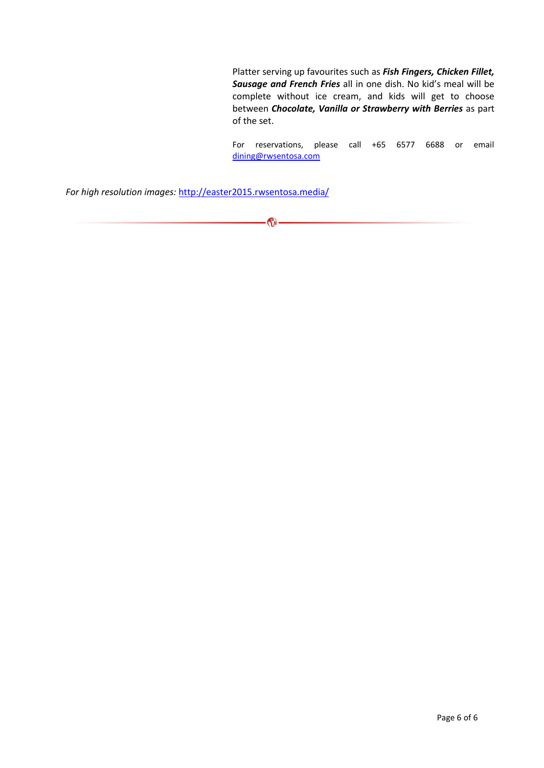Platter serving up favourites such as ***Fish Fingers, Chicken Fillet, Sausage and French Fries*** all in one dish. No kid's meal will be complete without ice cream, and kids will get to choose between ***Chocolate, Vanilla or Strawberry with Berries*** as part of the set.

For reservations, please call +65 6577 6688 or email [dining@rwsentosa.com](mailto:dining@rwsentosa.com)

*For high resolution images:* [http://easter2015.rwsentosa.media/](http://easter2015.rwsentosa.media/)